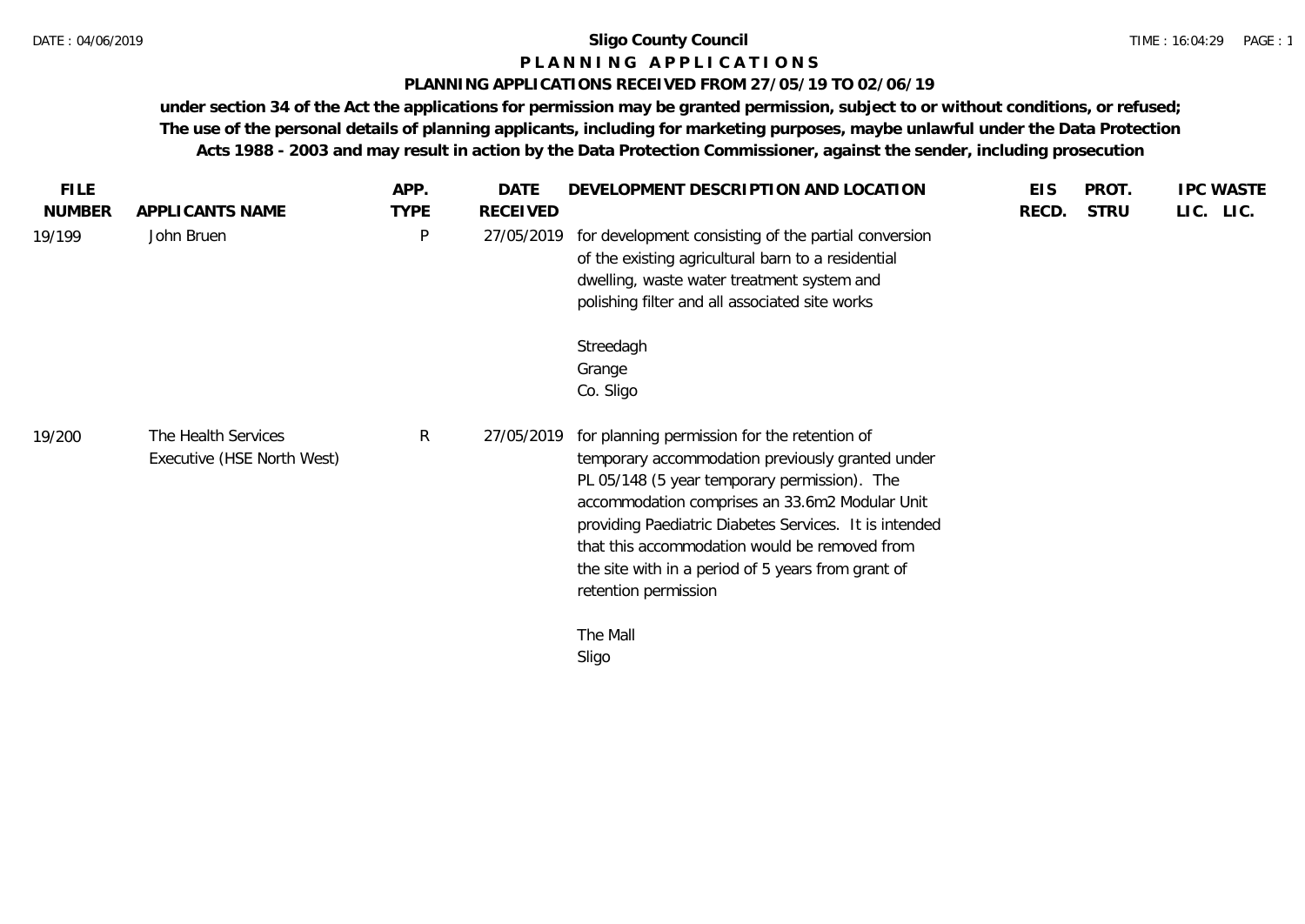# Sligo County Council

## P L A N N I N G   A P P L I C A T I O N S

### PLANNING APPLICATIONS RECEIVED FROM 27/05/19 TO 02/06/19

**under section 34 of the Act the applications for permission may be granted permission, subject to or without conditions, or refused; The use of the personal details of planning applicants, including for marketing purposes, maybe unlawful under the Data Protection Acts 1988 - 2003 and may result in action by the Data Protection Commissioner, against the sender, including prosecution**

| FILE NUMBER | APPLICANTS NAME | APP. TYPE | DATE RECEIVED | DEVELOPMENT DESCRIPTION AND LOCATION | EIS RECD. | PROT. STRU | IPC LIC. | WASTE LIC. |
|---|---|---|---|---|---|---|---|---|
| 19/199 | John Bruen | P | 27/05/2019 | for development consisting of the partial conversion of the existing agricultural barn to a residential dwelling, waste water treatment system and polishing filter and all associated site works<br><br>Streedagh<br>Grange<br>Co. Sligo | | | | |
| 19/200 | The Health Services Executive (HSE North West) | R | 27/05/2019 | for planning permission for the retention of temporary accommodation previously granted under PL 05/148 (5 year temporary permission). The accommodation comprises an 33.6m2 Modular Unit providing Paediatric Diabetes Services. It is intended that this accommodation would be removed from the site with in a period of 5 years from grant of retention permission<br><br>The Mall<br>Sligo | | | | |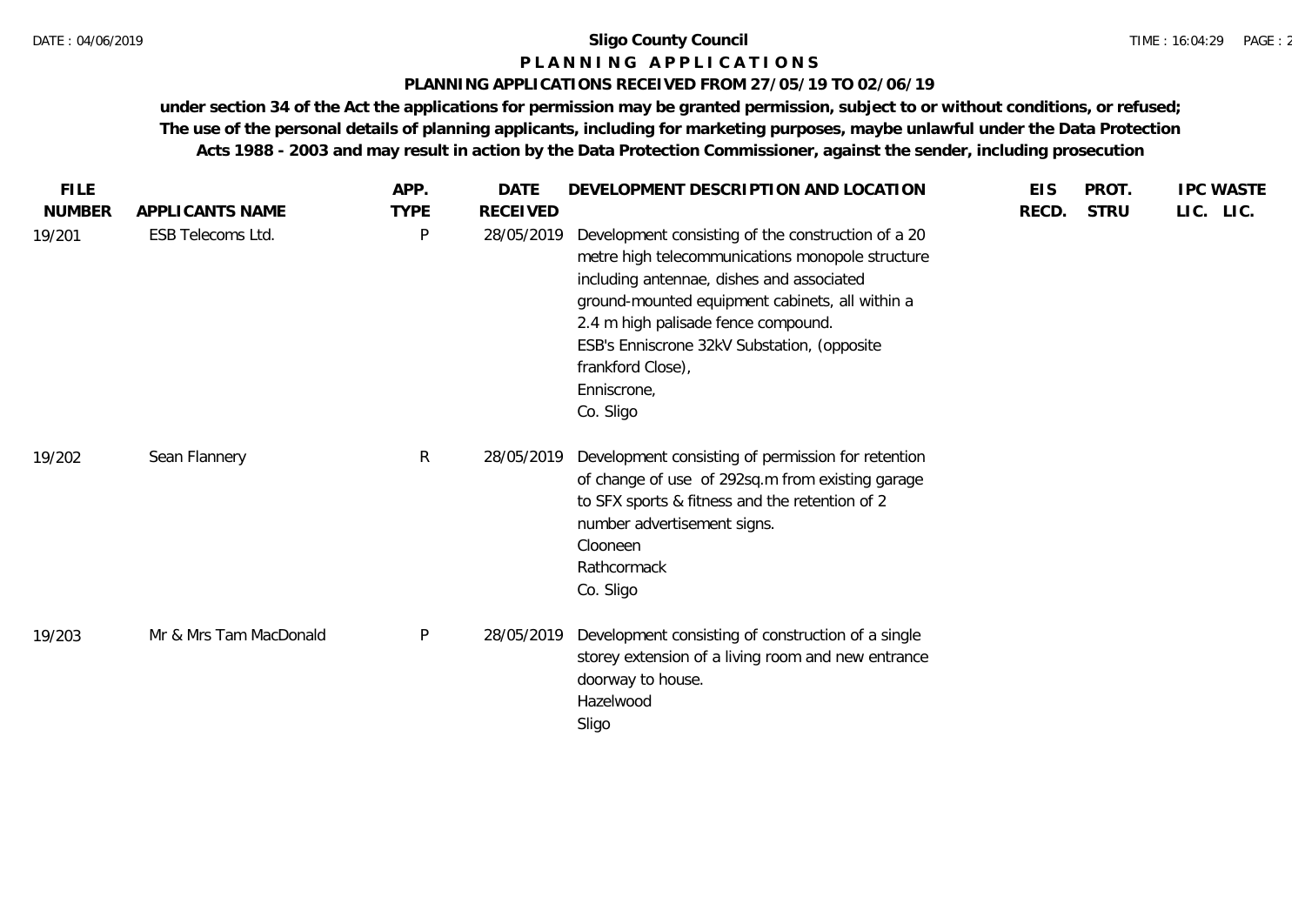**Sligo County Council**

**P L A N N I N G   A P P L I C A T I O N S**

**PLANNING APPLICATIONS RECEIVED FROM 27/05/19 TO 02/06/19**

**under section 34 of the Act the applications for permission may be granted permission, subject to or without conditions, or refused; The use of the personal details of planning applicants, including for marketing purposes, maybe unlawful under the Data Protection Acts 1988 - 2003 and may result in action by the Data Protection Commissioner, against the sender, including prosecution**

| FILE NUMBER | APPLICANTS NAME | APP. TYPE | DATE RECEIVED | DEVELOPMENT DESCRIPTION AND LOCATION | EIS RECD. | PROT. STRU | IPC LIC. | WASTE LIC. |
|---|---|---|---|---|---|---|---|---|
| 19/201 | ESB Telecoms Ltd. | P | 28/05/2019 | Development consisting of the construction of a 20 metre high telecommunications monopole structure including antennae, dishes and associated ground-mounted equipment cabinets, all within a 2.4 m high palisade fence compound.<br>ESB's Enniscrone 32kV Substation, (opposite frankford Close),<br>Enniscrone,<br>Co. Sligo | | | | |
| 19/202 | Sean Flannery | R | 28/05/2019 | Development consisting of permission for retention of change of use of 292sq.m from existing garage to SFX sports & fitness and the retention of 2 number advertisement signs.<br>Clooneen<br>Rathcormack<br>Co. Sligo | | | | |
| 19/203 | Mr & Mrs Tam MacDonald | P | 28/05/2019 | Development consisting of construction of a single storey extension of a living room and new entrance doorway to house.<br>Hazelwood<br>Sligo | | | | |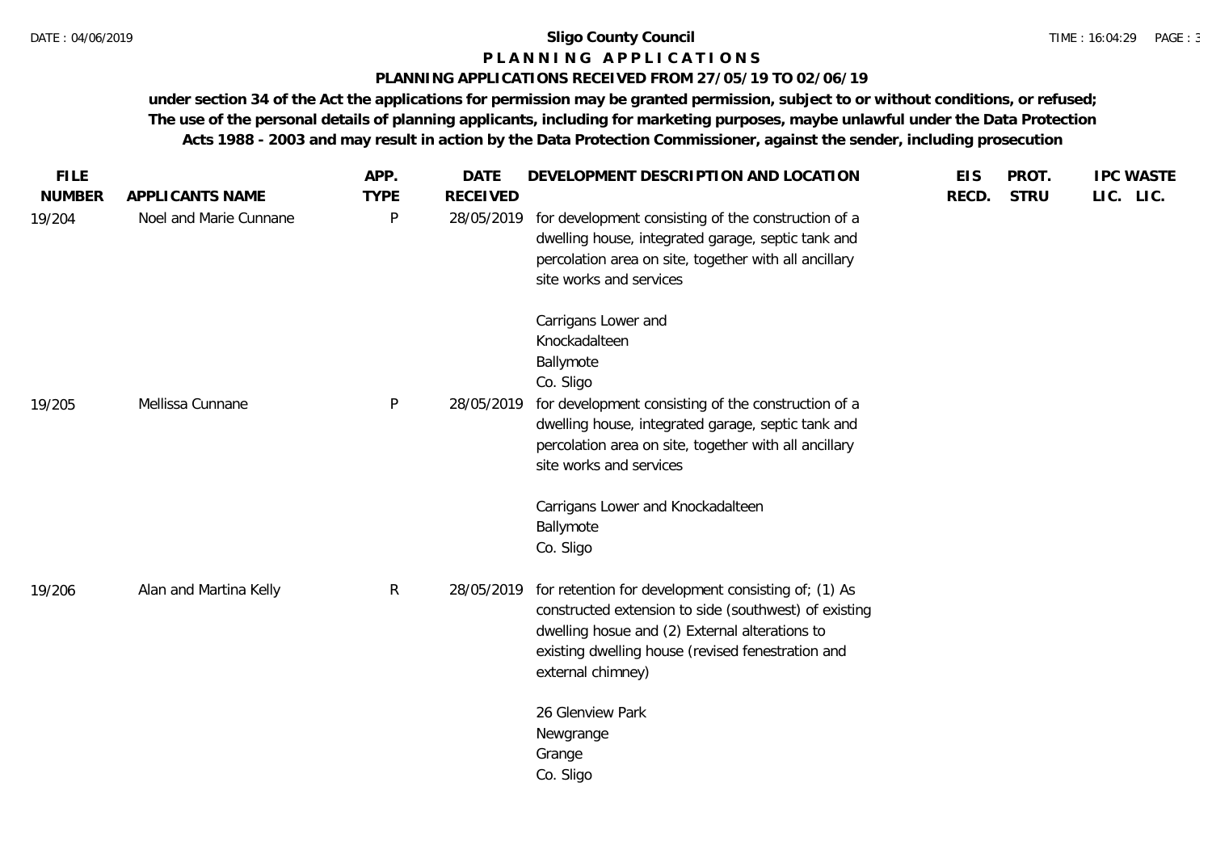**Sligo County Council**

**P L A N N I N G   A P P L I C A T I O N S**

**PLANNING APPLICATIONS RECEIVED FROM 27/05/19 TO 02/06/19**

**under section 34 of the Act the applications for permission may be granted permission, subject to or without conditions, or refused; The use of the personal details of planning applicants, including for marketing purposes, maybe unlawful under the Data Protection Acts 1988 - 2003 and may result in action by the Data Protection Commissioner, against the sender, including prosecution**

| FILE NUMBER | APPLICANTS NAME | APP. TYPE | DATE RECEIVED | DEVELOPMENT DESCRIPTION AND LOCATION | EIS RECD. | PROT. STRU | IPC LIC. | WASTE LIC. |
|---|---|---|---|---|---|---|---|---|
| 19/204 | Noel and Marie Cunnane | P | 28/05/2019 | for development consisting of the construction of a dwelling house, integrated garage, septic tank and percolation area on site, together with all ancillary site works and services<br><br>Carrigans Lower and<br>Knockadalteen<br>Ballymote<br>Co. Sligo | | | | |
| 19/205 | Mellissa Cunnane | P | 28/05/2019 | for development consisting of the construction of a dwelling house, integrated garage, septic tank and percolation area on site, together with all ancillary site works and services<br><br>Carrigans Lower and Knockadalteen<br>Ballymote<br>Co. Sligo | | | | |
| 19/206 | Alan and Martina Kelly | R | 28/05/2019 | for retention for development consisting of; (1) As constructed extension to side (southwest) of existing dwelling hosue and (2) External alterations to existing dwelling house (revised fenestration and external chimney)<br><br>26 Glenview Park<br>Newgrange<br>Grange<br>Co. Sligo | | | | |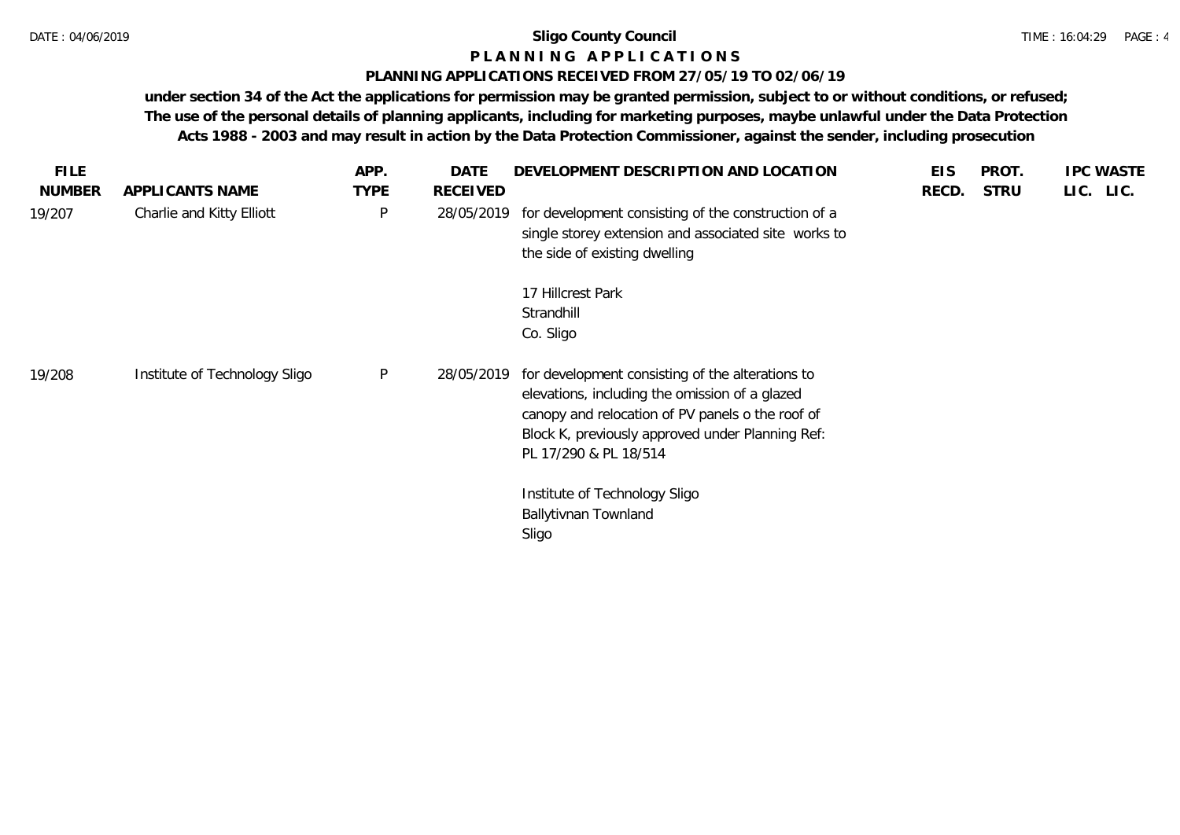**Sligo County Council**

**PLANNING APPLICATIONS**

**PLANNING APPLICATIONS RECEIVED FROM 27/05/19 TO 02/06/19**

**under section 34 of the Act the applications for permission may be granted permission, subject to or without conditions, or refused; The use of the personal details of planning applicants, including for marketing purposes, maybe unlawful under the Data Protection Acts 1988 - 2003 and may result in action by the Data Protection Commissioner, against the sender, including prosecution**

| FILE NUMBER | APPLICANTS NAME | APP. TYPE | DATE RECEIVED | DEVELOPMENT DESCRIPTION AND LOCATION | EIS RECD. | PROT. STRU | IPC LIC. | WASTE LIC. |
|---|---|---|---|---|---|---|---|---|
| 19/207 | Charlie and Kitty Elliott | P | 28/05/2019 | for development consisting of the construction of a single storey extension and associated site works to the side of existing dwelling<br><br>17 Hillcrest Park<br>Strandhill<br>Co. Sligo | | | | |
| 19/208 | Institute of Technology Sligo | P | 28/05/2019 | for development consisting of the alterations to elevations, including the omission of a glazed canopy and relocation of PV panels o the roof of Block K, previously approved under Planning Ref: PL 17/290 & PL 18/514<br><br>Institute of Technology Sligo<br>Ballytivnan Townland<br>Sligo | | | | |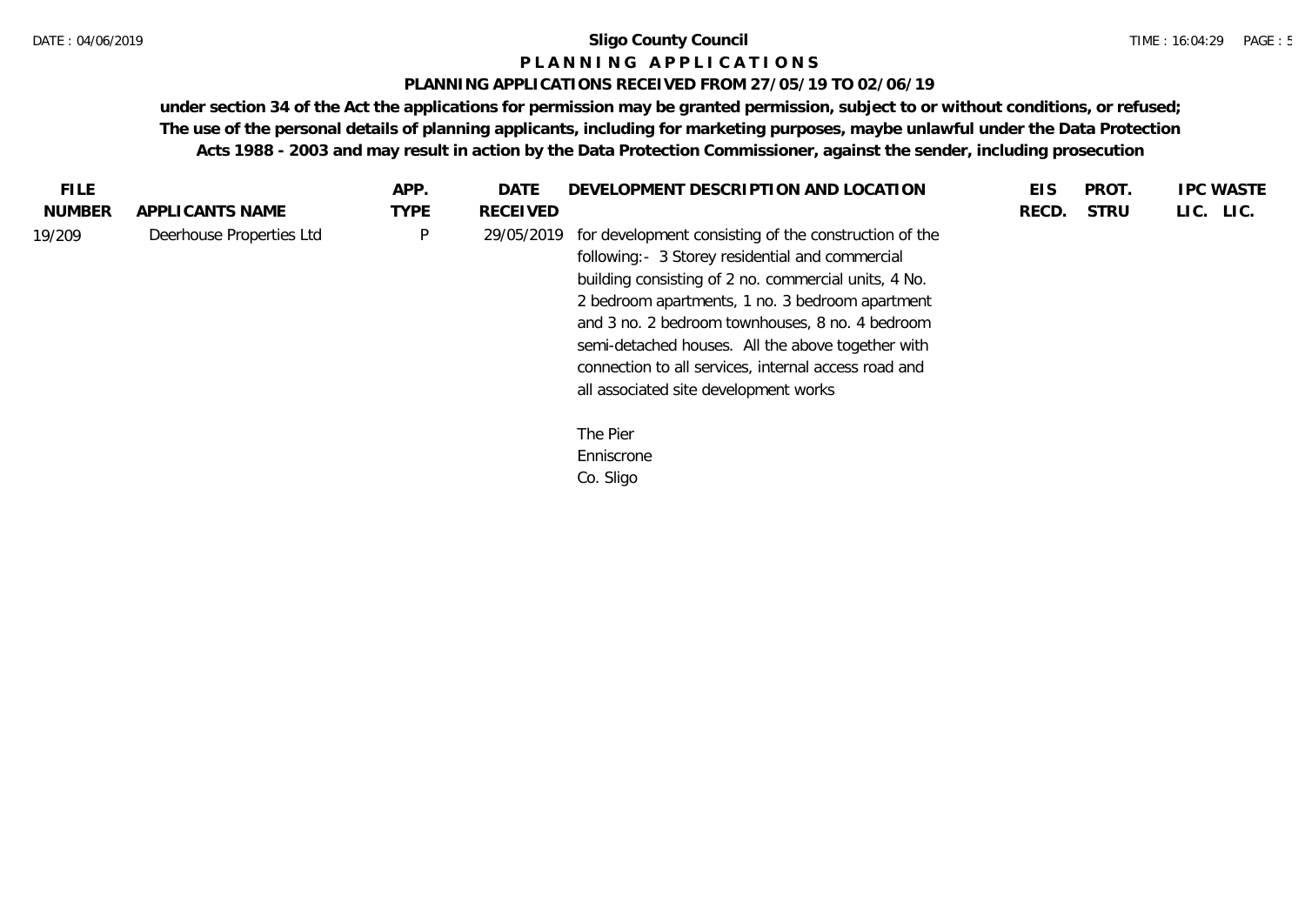**Sligo County Council**

**P L A N N I N G   A P P L I C A T I O N S**

**PLANNING APPLICATIONS RECEIVED FROM 27/05/19 TO 02/06/19**

**under section 34 of the Act the applications for permission may be granted permission, subject to or without conditions, or refused; The use of the personal details of planning applicants, including for marketing purposes, maybe unlawful under the Data Protection Acts 1988 - 2003 and may result in action by the Data Protection Commissioner, against the sender, including prosecution**

| FILE NUMBER | APPLICANTS NAME | APP. TYPE | DATE RECEIVED | DEVELOPMENT DESCRIPTION AND LOCATION | EIS RECD. | PROT. STRU | IPC LIC. | WASTE LIC. |
|---|---|---|---|---|---|---|---|---|
| 19/209 | Deerhouse Properties Ltd | P | 29/05/2019 | for development consisting of the construction of the following:- 3 Storey residential and commercial building consisting of 2 no. commercial units, 4 No. 2 bedroom apartments, 1 no. 3 bedroom apartment and 3 no. 2 bedroom townhouses, 8 no. 4 bedroom semi-detached houses. All the above together with connection to all services, internal access road and all associated site development works<br><br>The Pier<br>Enniscrone<br>Co. Sligo | | | | |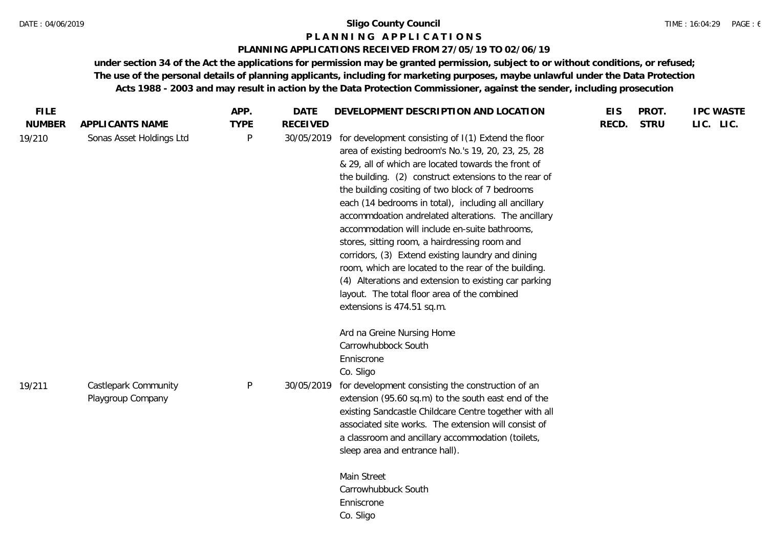**Sligo County Council**

**P L A N N I N G   A P P L I C A T I O N S**

**PLANNING APPLICATIONS RECEIVED FROM 27/05/19 TO 02/06/19**

**under section 34 of the Act the applications for permission may be granted permission, subject to or without conditions, or refused; The use of the personal details of planning applicants, including for marketing purposes, maybe unlawful under the Data Protection Acts 1988 - 2003 and may result in action by the Data Protection Commissioner, against the sender, including prosecution**

| FILE NUMBER | APPLICANTS NAME | APP. TYPE | DATE RECEIVED | DEVELOPMENT DESCRIPTION AND LOCATION | EIS RECD. | PROT. STRU | IPC LIC. | WASTE LIC. |
|---|---|---|---|---|---|---|---|---|
| 19/210 | Sonas Asset Holdings Ltd | P | 30/05/2019 | for development consisting of I(1) Extend the floor area of existing bedroom's No.'s 19, 20, 23, 25, 28 & 29, all of which are located towards the front of the building. (2) construct extensions to the rear of the building cositing of two block of 7 bedrooms each (14 bedrooms in total), including all ancillary accommdoation andrelated alterations. The ancillary accommodation will include en-suite bathrooms, stores, sitting room, a hairdressing room and corridors, (3) Extend existing laundry and dining room, which are located to the rear of the building. (4) Alterations and extension to existing car parking layout. The total floor area of the combined extensions is 474.51 sq.m.<br><br>Ard na Greine Nursing Home<br>Carrowhubbock South<br>Enniscrone<br>Co. Sligo | | | | |
| 19/211 | Castlepark Community Playgroup Company | P | 30/05/2019 | for development consisting the construction of an extension (95.60 sq.m) to the south east end of the existing Sandcastle Childcare Centre together with all associated site works. The extension will consist of a classroom and ancillary accommodation (toilets, sleep area and entrance hall).<br><br>Main Street<br>Carrowhubbuck South<br>Enniscrone<br>Co. Sligo | | | | |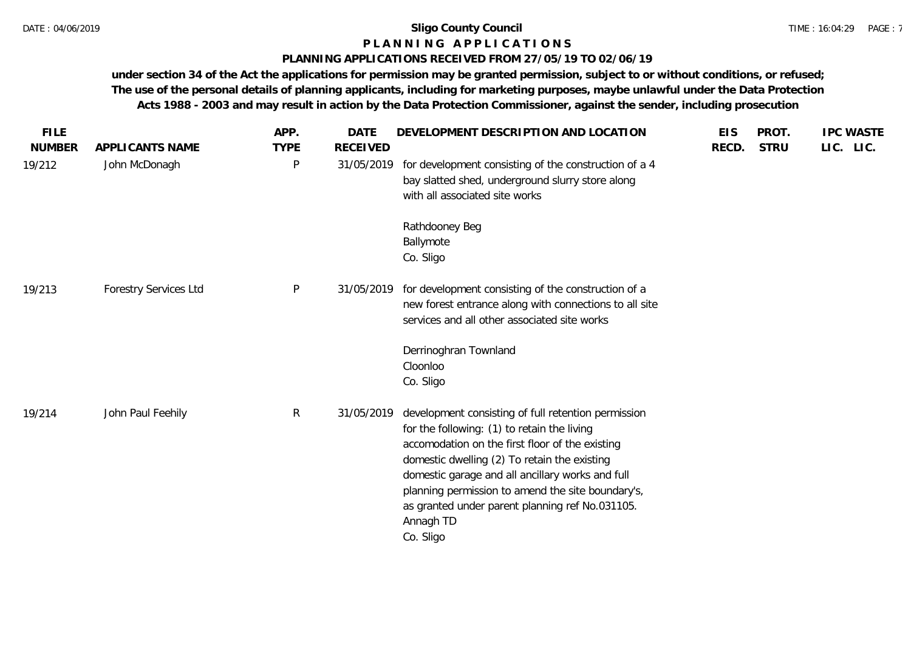# Sligo County Council

## PLANNING APPLICATIONS

### PLANNING APPLICATIONS RECEIVED FROM 27/05/19 TO 02/06/19

**under section 34 of the Act the applications for permission may be granted permission, subject to or without conditions, or refused; The use of the personal details of planning applicants, including for marketing purposes, maybe unlawful under the Data Protection Acts 1988 - 2003 and may result in action by the Data Protection Commissioner, against the sender, including prosecution**

| FILE NUMBER | APPLICANTS NAME | APP. TYPE | DATE RECEIVED | DEVELOPMENT DESCRIPTION AND LOCATION | EIS RECD. | PROT. STRU | IPC LIC. | WASTE LIC. |
|---|---|---|---|---|---|---|---|---|
| 19/212 | John McDonagh | P | 31/05/2019 | for development consisting of the construction of a 4 bay slatted shed, underground slurry store along with all associated site works<br><br>Rathdooney Beg<br>Ballymote<br>Co. Sligo | | | | |
| 19/213 | Forestry Services Ltd | P | 31/05/2019 | for development consisting of the construction of a new forest entrance along with connections to all site services and all other associated site works<br><br>Derrinoghran Townland<br>Cloonloo<br>Co. Sligo | | | | |
| 19/214 | John Paul Feehily | R | 31/05/2019 | development consisting of full retention permission for the following: (1) to retain the living accomodation on the first floor of the existing domestic dwelling (2) To retain the existing domestic garage and all ancillary works and full planning permission to amend the site boundary's, as granted under parent planning ref No.031105.<br>Annagh TD<br>Co. Sligo | | | | |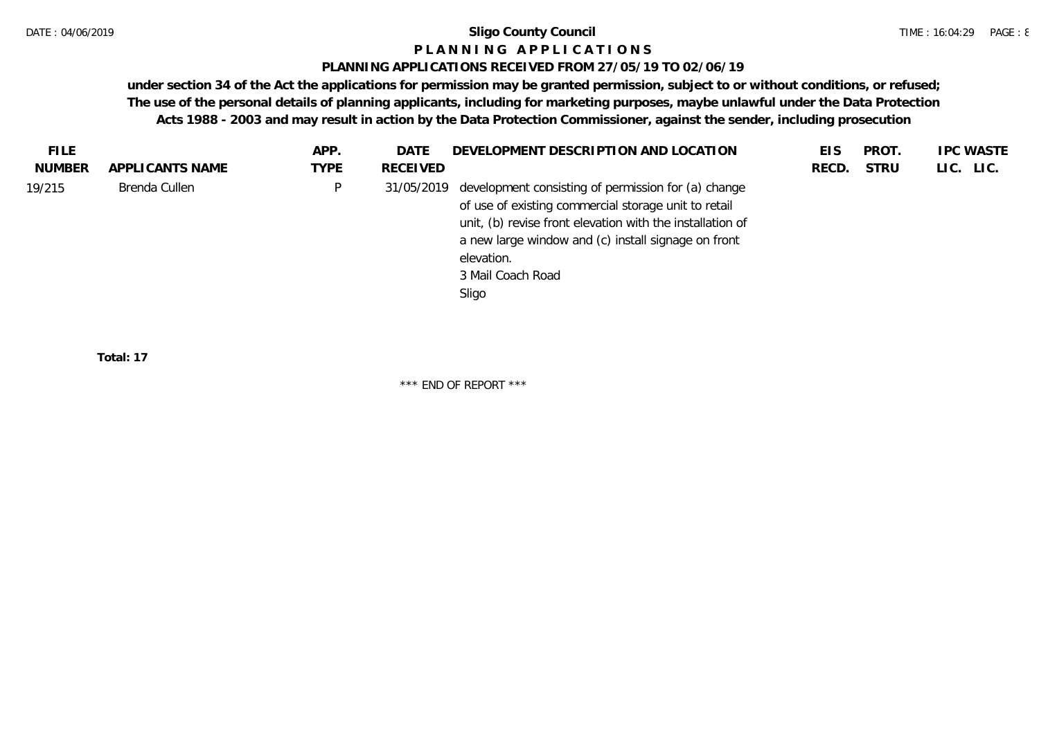# Sligo County Council

## P L A N N I N G   A P P L I C A T I O N S

### PLANNING APPLICATIONS RECEIVED FROM 27/05/19 TO 02/06/19

**under section 34 of the Act the applications for permission may be granted permission, subject to or without conditions, or refused; The use of the personal details of planning applicants, including for marketing purposes, maybe unlawful under the Data Protection Acts 1988 - 2003 and may result in action by the Data Protection Commissioner, against the sender, including prosecution**

| FILE NUMBER | APPLICANTS NAME | APP. TYPE | DATE RECEIVED | DEVELOPMENT DESCRIPTION AND LOCATION | EIS RECD. | PROT. STRU | IPC LIC. | WASTE LIC. |
|---|---|---|---|---|---|---|---|---|
| 19/215 | Brenda Cullen | P | 31/05/2019 | development consisting of permission for (a) change of use of existing commercial storage unit to retail unit, (b) revise front elevation with the installation of a new large window and (c) install signage on front elevation.<br>3 Mail Coach Road<br>Sligo | | | | |

**Total: 17**

\*\*\* END OF REPORT \*\*\*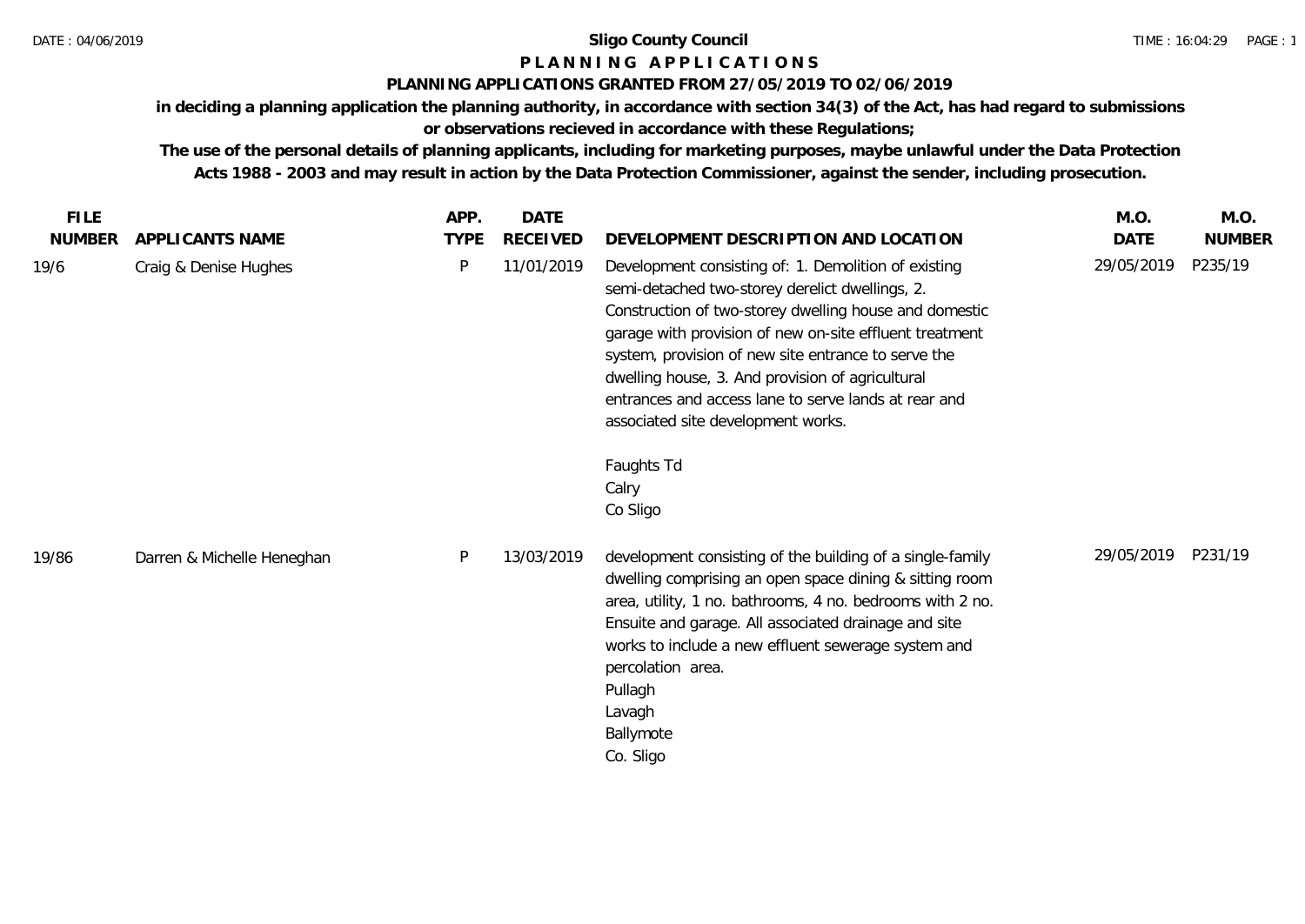**Sligo County Council**

**P L A N N I N G   A P P L I C A T I O N S**

**PLANNING APPLICATIONS GRANTED FROM 27/05/2019 TO 02/06/2019**

**in deciding a planning application the planning authority, in accordance with section 34(3) of the Act, has had regard to submissions or observations recieved in accordance with these Regulations;**

**The use of the personal details of planning applicants, including for marketing purposes, maybe unlawful under the Data Protection Acts 1988 - 2003 and may result in action by the Data Protection Commissioner, against the sender, including prosecution.**

| FILE NUMBER | APPLICANTS NAME | APP. TYPE | DATE RECEIVED | DEVELOPMENT DESCRIPTION AND LOCATION | M.O. DATE | M.O. NUMBER |
|---|---|---|---|---|---|---|
| 19/6 | Craig & Denise Hughes | P | 11/01/2019 | Development consisting of: 1. Demolition of existing semi-detached two-storey derelict dwellings, 2. Construction of two-storey dwelling house and domestic garage with provision of new on-site effluent treatment system, provision of new site entrance to serve the dwelling house, 3. And provision of agricultural entrances and access lane to serve lands at rear and associated site development works.<br><br>Faughts Td<br>Calry<br>Co Sligo | 29/05/2019 | P235/19 |
| 19/86 | Darren & Michelle Heneghan | P | 13/03/2019 | development consisting of the building of a single-family dwelling comprising an open space dining & sitting room area, utility, 1 no. bathrooms, 4 no. bedrooms with 2 no. Ensuite and garage. All associated drainage and site works to include a new effluent sewerage system and percolation area.<br>Pullagh<br>Lavagh<br>Ballymote<br>Co. Sligo | 29/05/2019 | P231/19 |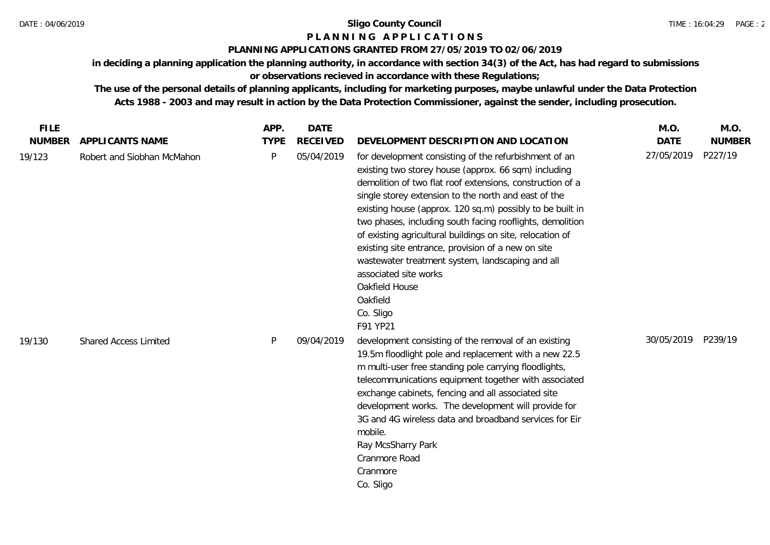**Sligo County Council**

**P L A N N I N G   A P P L I C A T I O N S**

**PLANNING APPLICATIONS GRANTED FROM 27/05/2019 TO 02/06/2019**

**in deciding a planning application the planning authority, in accordance with section 34(3) of the Act, has had regard to submissions or observations recieved in accordance with these Regulations;**

**The use of the personal details of planning applicants, including for marketing purposes, maybe unlawful under the Data Protection Acts 1988 - 2003 and may result in action by the Data Protection Commissioner, against the sender, including prosecution.**

| FILE NUMBER | APPLICANTS NAME | APP. TYPE | DATE RECEIVED | DEVELOPMENT DESCRIPTION AND LOCATION | M.O. DATE | M.O. NUMBER |
|---|---|---|---|---|---|---|
| 19/123 | Robert and Siobhan McMahon | P | 05/04/2019 | for development consisting of the refurbishment of an existing two storey house (approx. 66 sqm) including demolition of two flat roof extensions, construction of a single storey extension to the north and east of the existing house (approx. 120 sq.m) possibly to be built in two phases, including south facing rooflights, demolition of existing agricultural buildings on site, relocation of existing site entrance, provision of a new on site wastewater treatment system, landscaping and all associated site works<br>Oakfield House<br>Oakfield<br>Co. Sligo<br>F91 YP21 | 27/05/2019 | P227/19 |
| 19/130 | Shared Access Limited | P | 09/04/2019 | development consisting of the removal of an existing 19.5m floodlight pole and replacement with a new 22.5 m multi-user free standing pole carrying floodlights, telecommunications equipment together with associated exchange cabinets, fencing and all associated site development works. The development will provide for 3G and 4G wireless data and broadband services for Eir mobile.<br>Ray McsSharry Park<br>Cranmore Road<br>Cranmore<br>Co. Sligo | 30/05/2019 | P239/19 |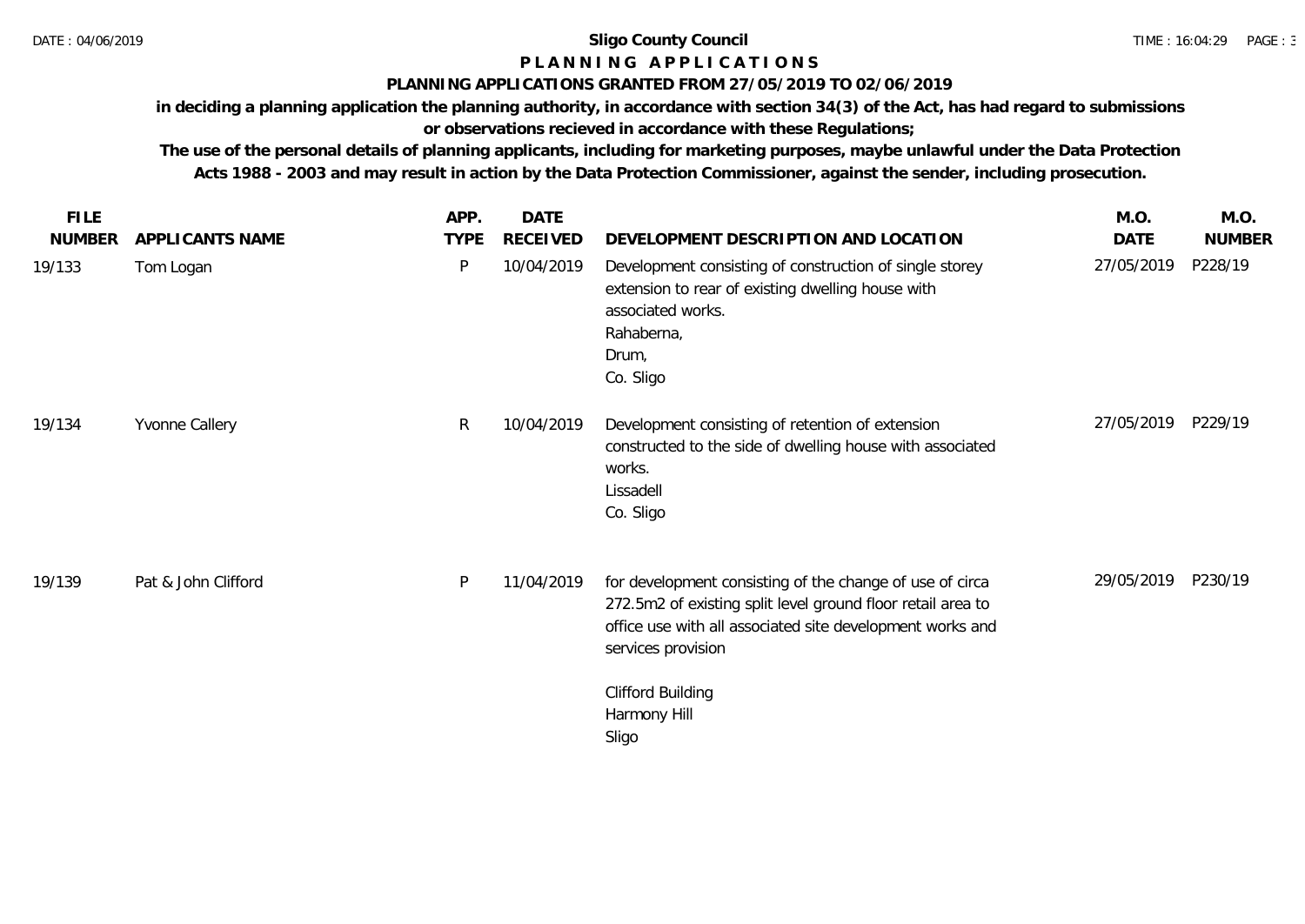**Sligo County Council**

**P L A N N I N G   A P P L I C A T I O N S**

**PLANNING APPLICATIONS GRANTED FROM 27/05/2019 TO 02/06/2019**

**in deciding a planning application the planning authority, in accordance with section 34(3) of the Act, has had regard to submissions or observations recieved in accordance with these Regulations;**

**The use of the personal details of planning applicants, including for marketing purposes, maybe unlawful under the Data Protection Acts 1988 - 2003 and may result in action by the Data Protection Commissioner, against the sender, including prosecution.**

| FILE NUMBER | APPLICANTS NAME | APP. TYPE | DATE RECEIVED | DEVELOPMENT DESCRIPTION AND LOCATION | M.O. DATE | M.O. NUMBER |
|---|---|---|---|---|---|---|
| 19/133 | Tom Logan | P | 10/04/2019 | Development consisting of construction of single storey extension to rear of existing dwelling house with associated works.<br>Rahaberna,<br>Drum,<br>Co. Sligo | 27/05/2019 | P228/19 |
| 19/134 | Yvonne Callery | R | 10/04/2019 | Development consisting of retention of extension constructed to the side of dwelling house with associated works.<br>Lissadell<br>Co. Sligo | 27/05/2019 | P229/19 |
| 19/139 | Pat & John Clifford | P | 11/04/2019 | for development consisting of the change of use of circa 272.5m2 of existing split level ground floor retail area to office use with all associated site development works and services provision<br><br>Clifford Building<br>Harmony Hill<br>Sligo | 29/05/2019 | P230/19 |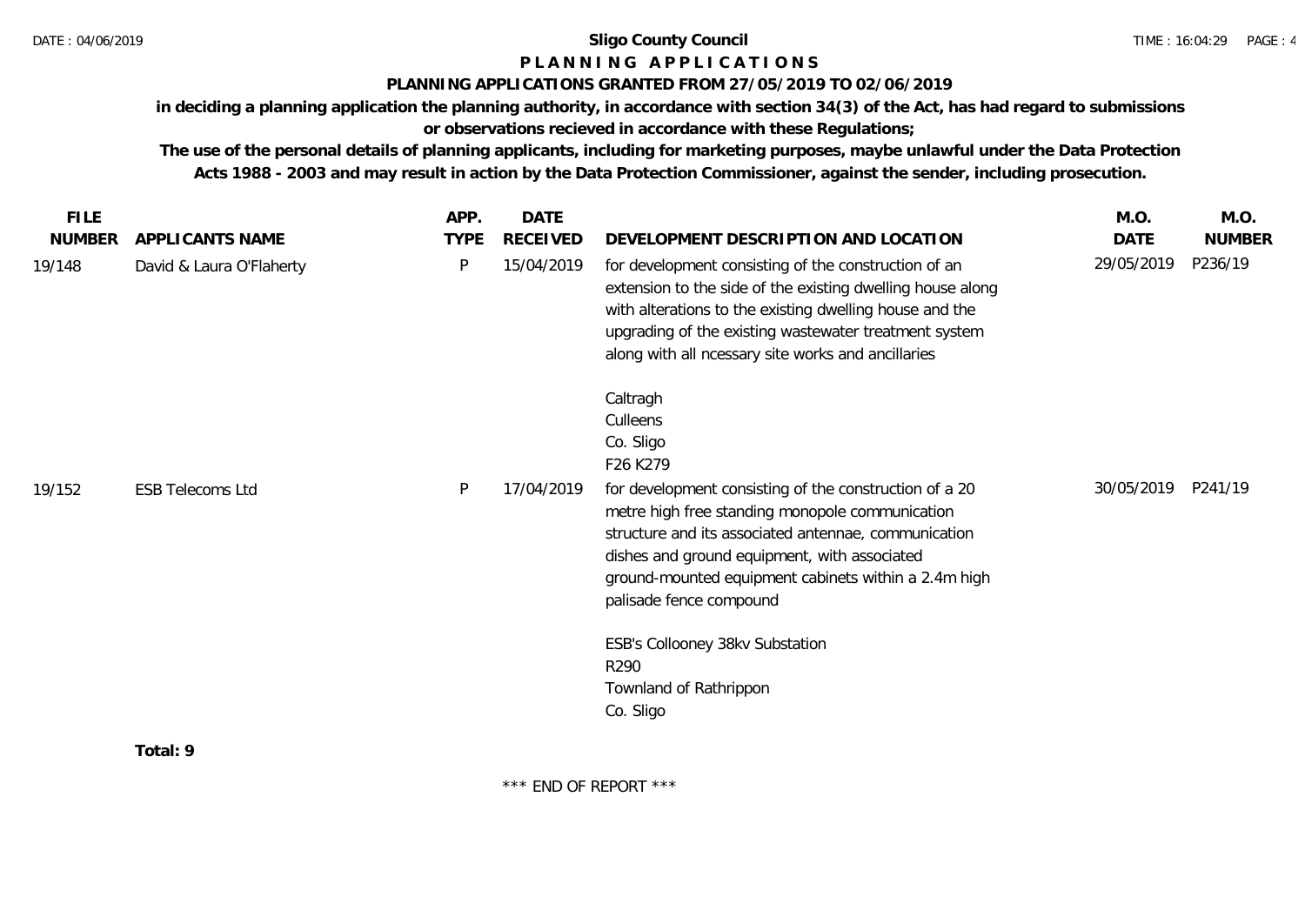**Sligo County Council**

**P L A N N I N G A P P L I C A T I O N S**

**PLANNING APPLICATIONS GRANTED FROM 27/05/2019 TO 02/06/2019**

**in deciding a planning application the planning authority, in accordance with section 34(3) of the Act, has had regard to submissions or observations recieved in accordance with these Regulations;**

**The use of the personal details of planning applicants, including for marketing purposes, maybe unlawful under the Data Protection Acts 1988 - 2003 and may result in action by the Data Protection Commissioner, against the sender, including prosecution.**

| FILE NUMBER | APPLICANTS NAME | APP. TYPE | DATE RECEIVED | DEVELOPMENT DESCRIPTION AND LOCATION | M.O. DATE | M.O. NUMBER |
|---|---|---|---|---|---|---|
| 19/148 | David & Laura O'Flaherty | P | 15/04/2019 | for development consisting of the construction of an extension to the side of the existing dwelling house along with alterations to the existing dwelling house and the upgrading of the existing wastewater treatment system along with all ncessary site works and ancillaries<br><br>Caltragh<br>Culleens<br>Co. Sligo<br>F26 K279 | 29/05/2019 | P236/19 |
| 19/152 | ESB Telecoms Ltd | P | 17/04/2019 | for development consisting of the construction of a 20 metre high free standing monopole communication structure and its associated antennae, communication dishes and ground equipment, with associated ground-mounted equipment cabinets within a 2.4m high palisade fence compound<br><br>ESB's Collooney 38kv Substation<br>R290<br>Townland of Rathrippon<br>Co. Sligo | 30/05/2019 | P241/19 |

**Total: 9**

\*\*\* END OF REPORT \*\*\*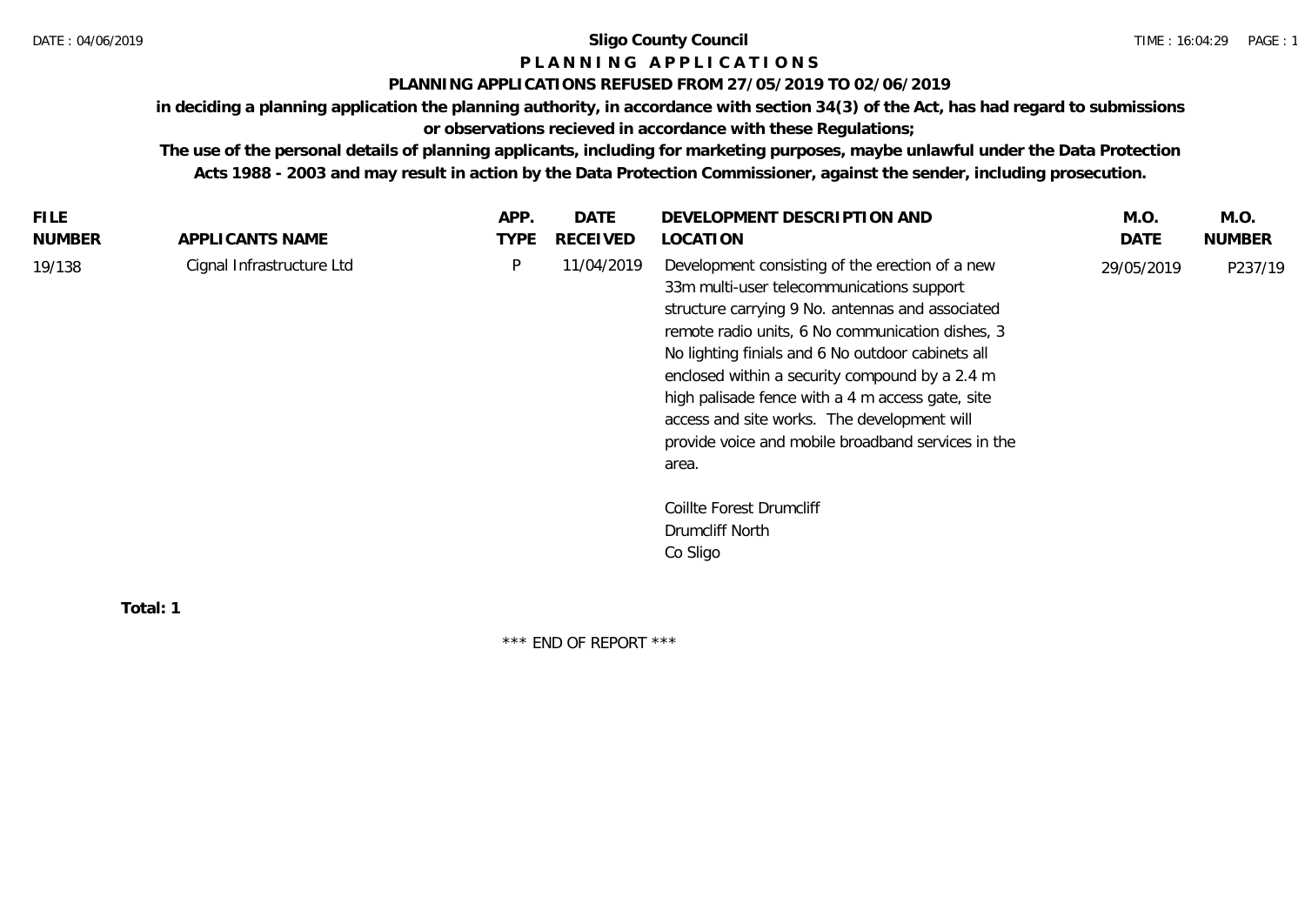# Sligo County Council

## P L A N N I N G   A P P L I C A T I O N S

### PLANNING APPLICATIONS REFUSED FROM 27/05/2019 TO 02/06/2019

**in deciding a planning application the planning authority, in accordance with section 34(3) of the Act, has had regard to submissions or observations recieved in accordance with these Regulations;**

**The use of the personal details of planning applicants, including for marketing purposes, maybe unlawful under the Data Protection Acts 1988 - 2003 and may result in action by the Data Protection Commissioner, against the sender, including prosecution.**

| FILE NUMBER | APPLICANTS NAME | APP. TYPE | DATE RECEIVED | DEVELOPMENT DESCRIPTION AND LOCATION | M.O. DATE | M.O. NUMBER |
|---|---|---|---|---|---|---|
| 19/138 | Cignal Infrastructure Ltd | P | 11/04/2019 | Development consisting of the erection of a new 33m multi-user telecommunications support structure carrying 9 No. antennas and associated remote radio units, 6 No communication dishes, 3 No lighting finials and 6 No outdoor cabinets all enclosed within a security compound by a 2.4 m high palisade fence with a 4 m access gate, site access and site works. The development will provide voice and mobile broadband services in the area.<br><br>Coillte Forest Drumcliff<br>Drumcliff North<br>Co Sligo | 29/05/2019 | P237/19 |

**Total: 1**

\*\*\* END OF REPORT \*\*\*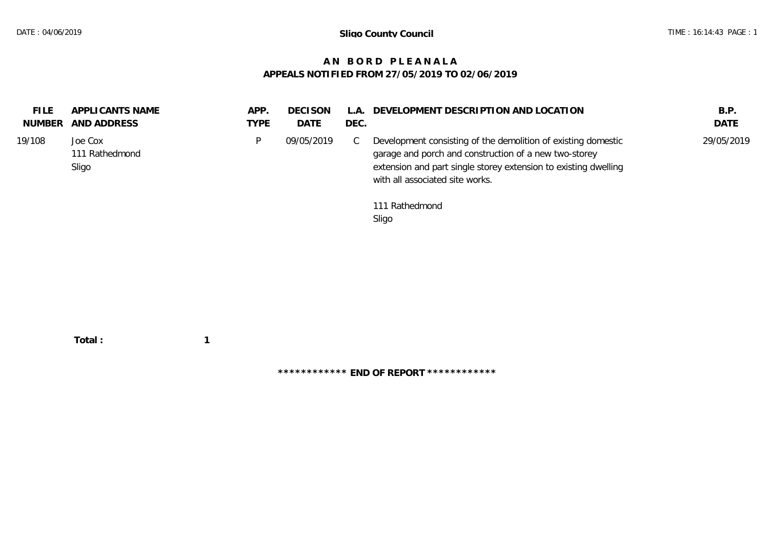Sligo County Council

# A N B O R D P L E A N A L A

## APPEALS NOTIFIED FROM 27/05/2019 TO 02/06/2019

| FILE NUMBER | APPLICANTS NAME AND ADDRESS | APP. TYPE | DECISON DATE | L.A. DEC. | DEVELOPMENT DESCRIPTION AND LOCATION | B.P. DATE |
|---|---|---|---|---|---|---|
| 19/108 | Joe Cox<br>111 Rathedmond<br>Sligo | P | 09/05/2019 | C | Development consisting of the demolition of existing domestic garage and porch and construction of a new two-storey extension and part single storey extension to existing dwelling with all associated site works.<br><br>111 Rathedmond<br>Sligo | 29/05/2019 |

**Total : 1**

**\*\*\*\*\*\*\*\*\*\*\*\* END OF REPORT \*\*\*\*\*\*\*\*\*\*\*\***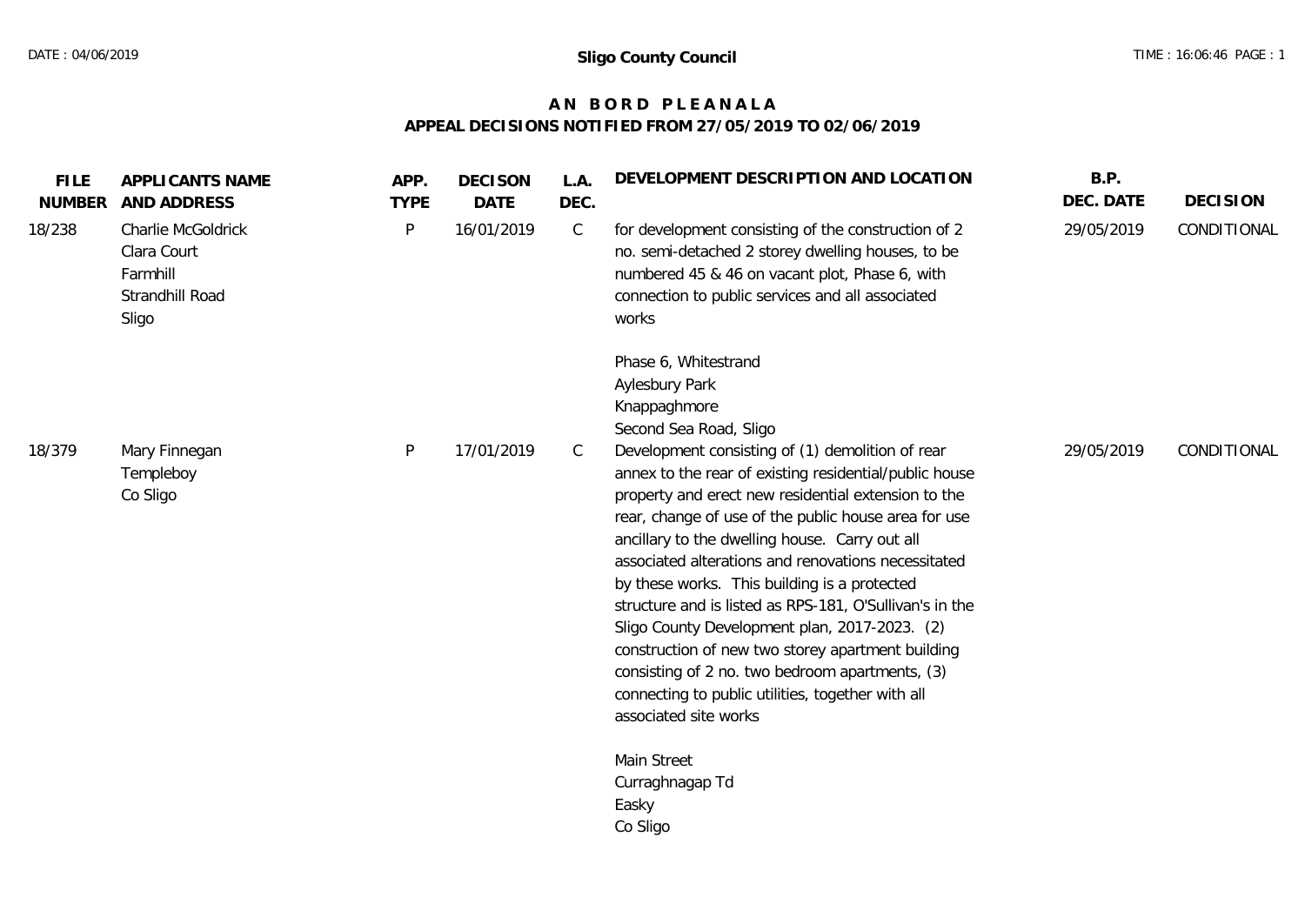**Sligo County Council**

# AN BORD PLEANALA
## APPEAL DECISIONS NOTIFIED FROM 27/05/2019 TO 02/06/2019

| FILE NUMBER | APPLICANTS NAME AND ADDRESS | APP. TYPE | DECISON DATE | L.A. DEC. | DEVELOPMENT DESCRIPTION AND LOCATION | B.P. DEC. DATE | DECISION |
|---|---|---|---|---|---|---|---|
| 18/238 | Charlie McGoldrick<br>Clara Court<br>Farmhill<br>Strandhill Road<br>Sligo | P | 16/01/2019 | C | for development consisting of the construction of 2 no. semi-detached 2 storey dwelling houses, to be numbered 45 & 46 on vacant plot, Phase 6, with connection to public services and all associated works<br><br>Phase 6, Whitestrand<br>Aylesbury Park<br>Knappaghmore<br>Second Sea Road, Sligo | 29/05/2019 | CONDITIONAL |
| 18/379 | Mary Finnegan<br>Templeboy<br>Co Sligo | P | 17/01/2019 | C | Development consisting of (1) demolition of rear annex to the rear of existing residential/public house property and erect new residential extension to the rear, change of use of the public house area for use ancillary to the dwelling house. Carry out all associated alterations and renovations necessitated by these works. This building is a protected structure and is listed as RPS-181, O'Sullivan's in the Sligo County Development plan, 2017-2023. (2) construction of new two storey apartment building consisting of 2 no. two bedroom apartments, (3) connecting to public utilities, together with all associated site works<br><br>Main Street<br>Curraghnagap Td<br>Easky<br>Co Sligo | 29/05/2019 | CONDITIONAL |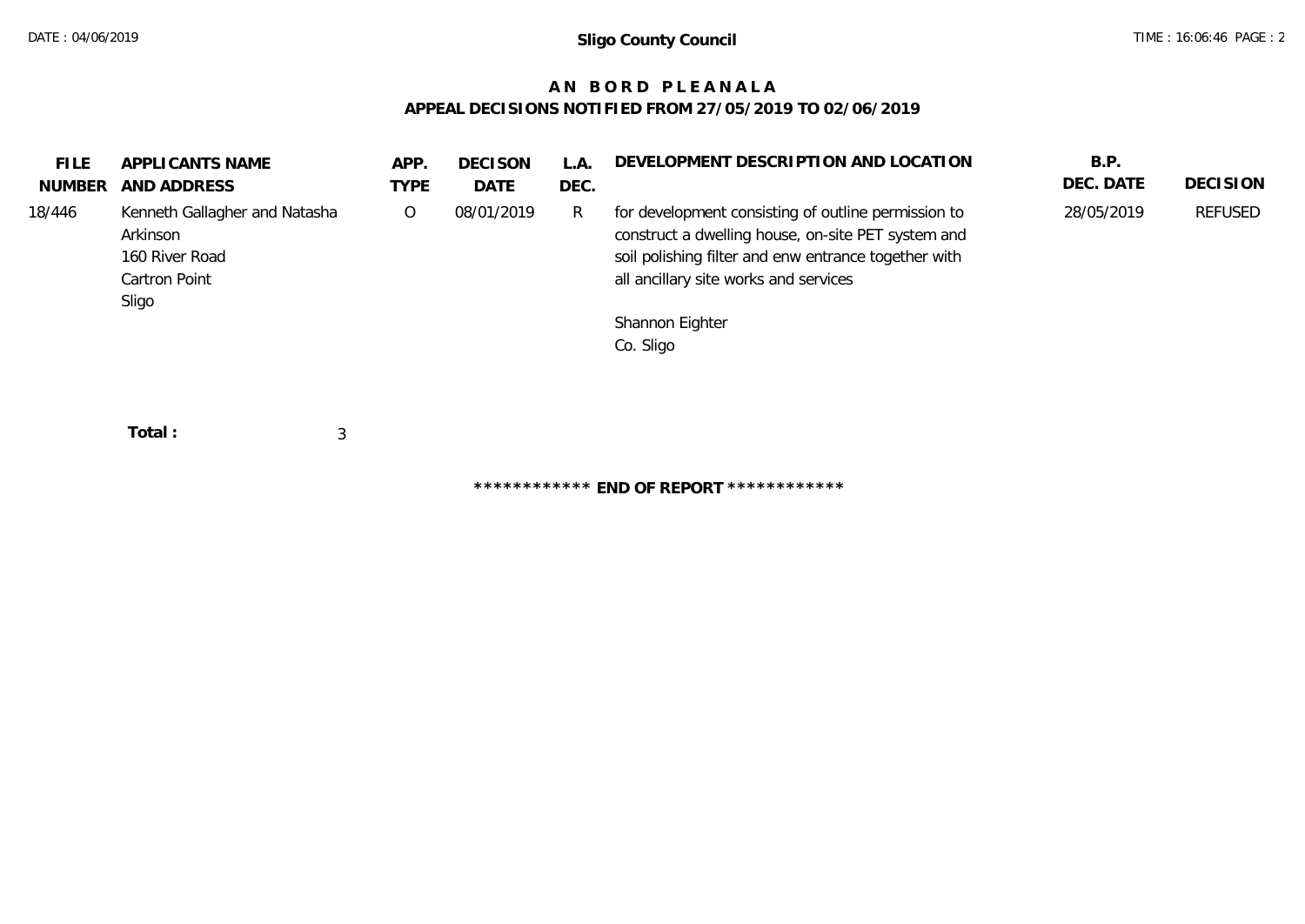## AN BORD PLEANALA

### APPEAL DECISIONS NOTIFIED FROM 27/05/2019 TO 02/06/2019

| FILE NUMBER | APPLICANTS NAME AND ADDRESS | APP. TYPE | DECISON DATE | L.A. DEC. | DEVELOPMENT DESCRIPTION AND LOCATION | B.P. DEC. DATE | DECISION |
|---|---|---|---|---|---|---|---|
| 18/446 | Kenneth Gallagher and Natasha Arkinson<br>160 River Road<br>Cartron Point<br>Sligo | O | 08/01/2019 | R | for development consisting of outline permission to construct a dwelling house, on-site PET system and soil polishing filter and enw entrance together with all ancillary site works and services<br><br>Shannon Eighter<br>Co. Sligo | 28/05/2019 | REFUSED |

**Total :** 3

************ **END OF REPORT** ************